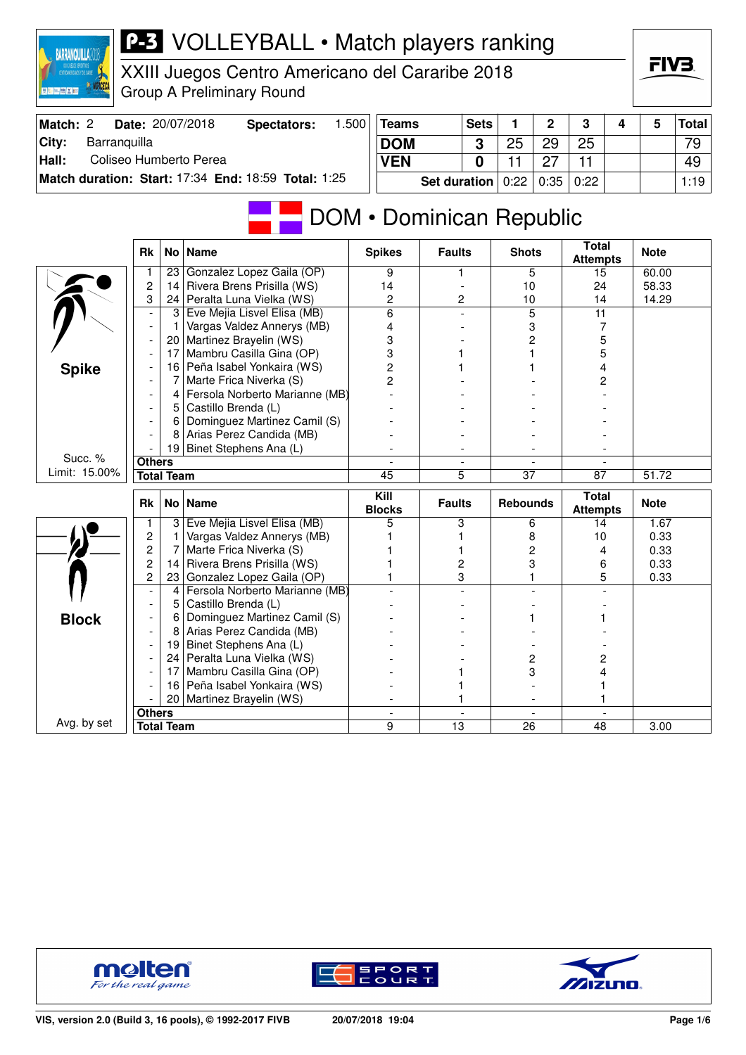# P-3 VOLLEYBALL • Match players ranking

XXIII Juegos Centro Americano del Cararibe 2018
Group A Preliminary Round

| Match: 2 | Date: 20/07/2018 | Spectators: 1.500 |
|---|---|---|
| City: Barranquilla | | |
| Hall: Coliseo Humberto Perea | | |
| Match duration: Start: 17:34 | End: 18:59 | Total: 1:25 |

| Teams | Sets | 1 | 2 | 3 | 4 | 5 | Total |
|---|---|---|---|---|---|---|---|
| DOM | 3 | 25 | 29 | 25 | | | 79 |
| VEN | 0 | 11 | 27 | 11 | | | 49 |
| Set duration | | 0:22 | 0:35 | 0:22 | | | 1:19 |

## DOM • Dominican Republic

**Spike** — Succ. % Limit: 15.00%

| Rk | No | Name | Spikes | Faults | Shots | Total Attempts | Note |
|---|---|---|---|---|---|---|---|
| 1 | 23 | Gonzalez Lopez Gaila (OP) | 9 | 1 | 5 | 15 | 60.00 |
| 2 | 14 | Rivera Brens Prisilla (WS) | 14 | - | 10 | 24 | 58.33 |
| 3 | 24 | Peralta Luna Vielka (WS) | 2 | 2 | 10 | 14 | 14.29 |
| - | 3 | Eve Mejia Lisvel Elisa (MB) | 6 | - | 5 | 11 | |
| - | 1 | Vargas Valdez Annerys (MB) | 4 | - | 3 | 7 | |
| - | 20 | Martinez Brayelin (WS) | 3 | - | 2 | 5 | |
| - | 17 | Mambru Casilla Gina (OP) | 3 | 1 | 1 | 5 | |
| - | 16 | Peña Isabel Yonkaira (WS) | 2 | 1 | 1 | 4 | |
| - | 7 | Marte Frica Niverka (S) | 2 | - | - | 2 | |
| - | 4 | Fersola Norberto Marianne (MB) | - | - | - | - | |
| - | 5 | Castillo Brenda (L) | - | - | - | - | |
| - | 6 | Dominguez Martinez Camil (S) | - | - | - | - | |
| - | 8 | Arias Perez Candida (MB) | - | - | - | - | |
| - | 19 | Binet Stephens Ana (L) | - | - | - | - | |
| Others | | | - | - | - | - | |
| Total Team | | | 45 | 5 | 37 | 87 | 51.72 |

**Block** — Avg. by set

| Rk | No | Name | Kill Blocks | Faults | Rebounds | Total Attempts | Note |
|---|---|---|---|---|---|---|---|
| 1 | 3 | Eve Mejia Lisvel Elisa (MB) | 5 | 3 | 6 | 14 | 1.67 |
| 2 | 1 | Vargas Valdez Annerys (MB) | 1 | 1 | 8 | 10 | 0.33 |
| 2 | 7 | Marte Frica Niverka (S) | 1 | 1 | 2 | 4 | 0.33 |
| 2 | 14 | Rivera Brens Prisilla (WS) | 1 | 2 | 3 | 6 | 0.33 |
| 2 | 23 | Gonzalez Lopez Gaila (OP) | 1 | 3 | 1 | 5 | 0.33 |
| - | 4 | Fersola Norberto Marianne (MB) | - | - | - | - | |
| - | 5 | Castillo Brenda (L) | - | - | - | - | |
| - | 6 | Dominguez Martinez Camil (S) | - | - | 1 | 1 | |
| - | 8 | Arias Perez Candida (MB) | - | - | - | - | |
| - | 19 | Binet Stephens Ana (L) | - | - | - | - | |
| - | 24 | Peralta Luna Vielka (WS) | - | - | 2 | 2 | |
| - | 17 | Mambru Casilla Gina (OP) | - | 1 | 3 | 4 | |
| - | 16 | Peña Isabel Yonkaira (WS) | - | 1 | - | 1 | |
| - | 20 | Martinez Brayelin (WS) | - | 1 | - | 1 | |
| Others | | | - | - | - | - | |
| Total Team | | | 9 | 13 | 26 | 48 | 3.00 |

VIS, version 2.0 (Build 3, 16 pools), © 1992-2017 FIVB — 20/07/2018 19:04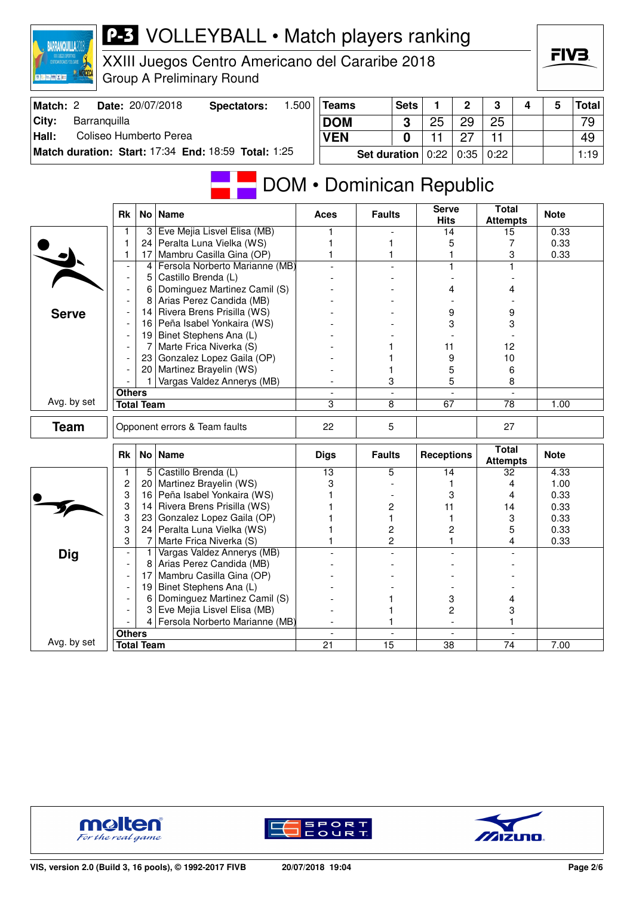# VOLLEYBALL • Match players ranking

XXIII Juegos Centro Americano del Cararibe 2018
Group A Preliminary Round

| Match: 2 | Date: 20/07/2018 | Spectators: | 1.500 |
|---|---|---|---|
| City: | Barranquilla | | |
| Hall: | Coliseo Humberto Perea | | |
| Match duration: Start: 17:34 | End: 18:59 | Total: 1:25 | |

| Teams | Sets | 1 | 2 | 3 | 4 | 5 | Total |
|---|---|---|---|---|---|---|---|
| DOM | 3 | 25 | 29 | 25 | | | 79 |
| VEN | 0 | 11 | 27 | 11 | | | 49 |
| Set duration | | 0:22 | 0:35 | 0:22 | | | 1:19 |

## DOM • Dominican Republic

### Serve

| Rk | No | Name | Aces | Faults | Serve Hits | Total Attempts | Note |
|---|---|---|---|---|---|---|---|
| 1 | 3 | Eve Mejia Lisvel Elisa (MB) | 1 | - | 14 | 15 | 0.33 |
| 1 | 24 | Peralta Luna Vielka (WS) | 1 | 1 | 5 | 7 | 0.33 |
| 1 | 17 | Mambru Casilla Gina (OP) | 1 | 1 | 1 | 3 | 0.33 |
| - | 4 | Fersola Norberto Marianne (MB) | - | - | 1 | 1 | |
| - | 5 | Castillo Brenda (L) | - | - | - | - | |
| - | 6 | Dominguez Martinez Camil (S) | - | - | 4 | 4 | |
| - | 8 | Arias Perez Candida (MB) | - | - | - | - | |
| - | 14 | Rivera Brens Prisilla (WS) | - | - | 9 | 9 | |
| - | 16 | Peña Isabel Yonkaira (WS) | - | - | 3 | 3 | |
| - | 19 | Binet Stephens Ana (L) | - | - | - | - | |
| - | 7 | Marte Frica Niverka (S) | - | 1 | 11 | 12 | |
| - | 23 | Gonzalez Lopez Gaila (OP) | - | 1 | 9 | 10 | |
| - | 20 | Martinez Brayelin (WS) | - | 1 | 5 | 6 | |
| - | 1 | Vargas Valdez Annerys (MB) | - | 3 | 5 | 8 | |
| Others | | | - | - | - | - | |
| Total Team | | | 3 | 8 | 67 | 78 | 1.00 |

Avg. by set

### Team

| | Aces | Faults | Serve Hits | Total Attempts | Note |
|---|---|---|---|---|---|
| Opponent errors & Team faults | 22 | 5 | | 27 | |

### Dig

| Rk | No | Name | Digs | Faults | Receptions | Total Attempts | Note |
|---|---|---|---|---|---|---|---|
| 1 | 5 | Castillo Brenda (L) | 13 | 5 | 14 | 32 | 4.33 |
| 2 | 20 | Martinez Brayelin (WS) | 3 | - | 1 | 4 | 1.00 |
| 3 | 16 | Peña Isabel Yonkaira (WS) | 1 | - | 3 | 4 | 0.33 |
| 3 | 14 | Rivera Brens Prisilla (WS) | 1 | 2 | 11 | 14 | 0.33 |
| 3 | 23 | Gonzalez Lopez Gaila (OP) | 1 | 1 | 1 | 3 | 0.33 |
| 3 | 24 | Peralta Luna Vielka (WS) | 1 | 2 | 2 | 5 | 0.33 |
| 3 | 7 | Marte Frica Niverka (S) | 1 | 2 | 1 | 4 | 0.33 |
| - | 1 | Vargas Valdez Annerys (MB) | - | - | - | - | |
| - | 8 | Arias Perez Candida (MB) | - | - | - | - | |
| - | 17 | Mambru Casilla Gina (OP) | - | - | - | - | |
| - | 19 | Binet Stephens Ana (L) | - | - | - | - | |
| - | 6 | Dominguez Martinez Camil (S) | - | 1 | 3 | 4 | |
| - | 3 | Eve Mejia Lisvel Elisa (MB) | - | 1 | 2 | 3 | |
| - | 4 | Fersola Norberto Marianne (MB) | - | 1 | - | 1 | |
| Others | | | - | - | - | - | |
| Total Team | | | 21 | 15 | 38 | 74 | 7.00 |

Avg. by set

VIS, version 2.0 (Build 3, 16 pools), © 1992-2017 FIVB — 20/07/2018 19:04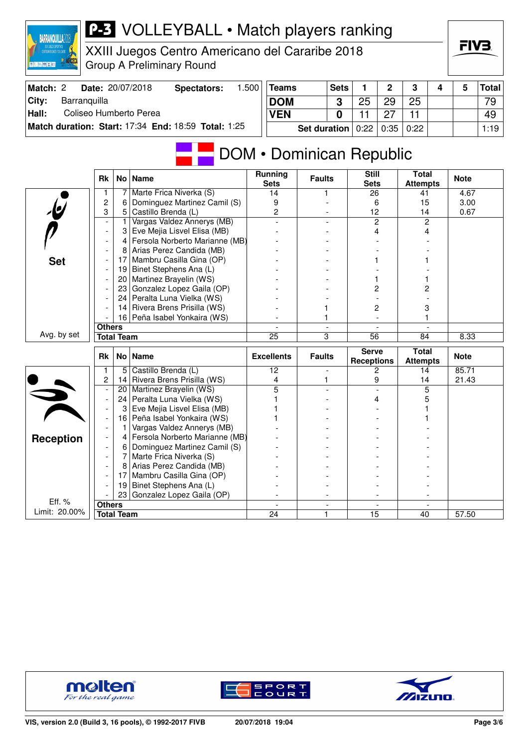# P-3 VOLLEYBALL • Match players ranking

XXIII Juegos Centro Americano del Cararibe 2018

Group A Preliminary Round

| Match: 2 | Date: 20/07/2018 | Spectators: | 1.500 |
|---|---|---|---|
| City: | Barranquilla | | |
| Hall: | Coliseo Humberto Perea | | |
| Match duration: | Start: 17:34 | End: 18:59 | Total: 1:25 |

| Teams | Sets | 1 | 2 | 3 | 4 | 5 | Total |
|---|---|---|---|---|---|---|---|
| DOM | 3 | 25 | 29 | 25 | | | 79 |
| VEN | 0 | 11 | 27 | 11 | | | 49 |
| Set duration | | 0:22 | 0:35 | 0:22 | | | 1:19 |

## DOM • Dominican Republic

### Set

| Rk | No | Name | Running Sets | Faults | Still Sets | Total Attempts | Note |
|---|---|---|---|---|---|---|---|
| 1 | 7 | Marte Frica Niverka (S) | 14 | 1 | 26 | 41 | 4.67 |
| 2 | 6 | Dominguez Martinez Camil (S) | 9 | - | 6 | 15 | 3.00 |
| 3 | 5 | Castillo Brenda (L) | 2 | - | 12 | 14 | 0.67 |
| - | 1 | Vargas Valdez Annerys (MB) | - | - | 2 | 2 | |
| - | 3 | Eve Mejia Lisvel Elisa (MB) | - | - | 4 | 4 | |
| - | 4 | Fersola Norberto Marianne (MB) | - | - | - | - | |
| - | 8 | Arias Perez Candida (MB) | - | - | - | - | |
| - | 17 | Mambru Casilla Gina (OP) | - | - | 1 | 1 | |
| - | 19 | Binet Stephens Ana (L) | - | - | - | - | |
| - | 20 | Martinez Brayelin (WS) | - | - | 1 | 1 | |
| - | 23 | Gonzalez Lopez Gaila (OP) | - | - | 2 | 2 | |
| - | 24 | Peralta Luna Vielka (WS) | - | - | - | - | |
| - | 14 | Rivera Brens Prisilla (WS) | - | 1 | 2 | 3 | |
| - | 16 | Peña Isabel Yonkaira (WS) | - | 1 | - | 1 | |
| Others | | | - | - | - | - | |
| Total Team | | | 25 | 3 | 56 | 84 | 8.33 |

Avg. by set

### Reception

| Rk | No | Name | Excellents | Faults | Serve Receptions | Total Attempts | Note |
|---|---|---|---|---|---|---|---|
| 1 | 5 | Castillo Brenda (L) | 12 | - | 2 | 14 | 85.71 |
| 2 | 14 | Rivera Brens Prisilla (WS) | 4 | 1 | 9 | 14 | 21.43 |
| - | 20 | Martinez Brayelin (WS) | 5 | - | - | 5 | |
| - | 24 | Peralta Luna Vielka (WS) | 1 | - | 4 | 5 | |
| - | 3 | Eve Mejia Lisvel Elisa (MB) | 1 | - | - | 1 | |
| - | 16 | Peña Isabel Yonkaira (WS) | 1 | - | - | 1 | |
| - | 1 | Vargas Valdez Annerys (MB) | - | - | - | - | |
| - | 4 | Fersola Norberto Marianne (MB) | - | - | - | - | |
| - | 6 | Dominguez Martinez Camil (S) | - | - | - | - | |
| - | 7 | Marte Frica Niverka (S) | - | - | - | - | |
| - | 8 | Arias Perez Candida (MB) | - | - | - | - | |
| - | 17 | Mambru Casilla Gina (OP) | - | - | - | - | |
| - | 19 | Binet Stephens Ana (L) | - | - | - | - | |
| - | 23 | Gonzalez Lopez Gaila (OP) | - | - | - | - | |
| Others | | | - | - | - | - | |
| Total Team | | | 24 | 1 | 15 | 40 | 57.50 |

Eff. %
Limit: 20.00%

VIS, version 2.0 (Build 3, 16 pools), © 1992-2017 FIVB    20/07/2018 19:04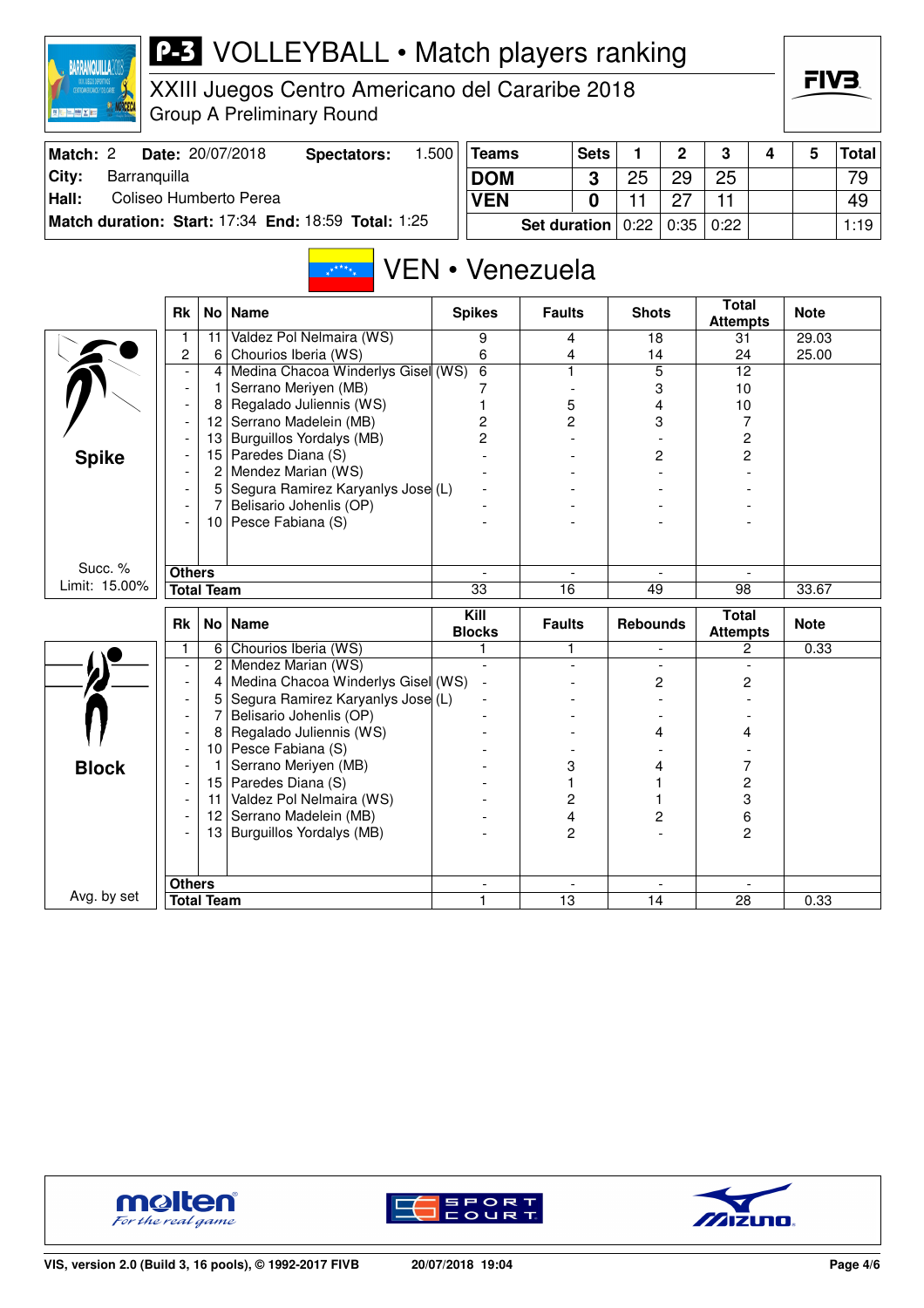# P-3 VOLLEYBALL • Match players ranking

XXIII Juegos Centro Americano del Cararibe 2018
Group A Preliminary Round

| Match: 2 | Date: 20/07/2018 | Spectators: | 1.500 |
|---|---|---|---|
| City: | Barranquilla | | |
| Hall: | Coliseo Humberto Perea | | |
| Match duration: | Start: 17:34 | End: 18:59 | Total: 1:25 |

| Teams | Sets | 1 | 2 | 3 | 4 | 5 | Total |
|---|---|---|---|---|---|---|---|
| DOM | 3 | 25 | 29 | 25 | | | 79 |
| VEN | 0 | 11 | 27 | 11 | | | 49 |
| Set duration | | 0:22 | 0:35 | 0:22 | | | 1:19 |

## VEN • Venezuela

### Spike

Succ. % Limit: 15.00%

| Rk | No | Name | Spikes | Faults | Shots | Total Attempts | Note |
|---|---|---|---|---|---|---|---|
| 1 | 11 | Valdez Pol Nelmaira (WS) | 9 | 4 | 18 | 31 | 29.03 |
| 2 | 6 | Chourios Iberia (WS) | 6 | 4 | 14 | 24 | 25.00 |
| - | 4 | Medina Chacoa Winderlys Gisel (WS) | 6 | 1 | 5 | 12 | |
| - | 1 | Serrano Meriyen (MB) | 7 | - | 3 | 10 | |
| - | 8 | Regalado Juliennis (WS) | 1 | 5 | 4 | 10 | |
| - | 12 | Serrano Madelein (MB) | 2 | 2 | 3 | 7 | |
| - | 13 | Burguillos Yordalys (MB) | 2 | - | - | 2 | |
| - | 15 | Paredes Diana (S) | - | - | 2 | 2 | |
| - | 2 | Mendez Marian (WS) | - | - | - | - | |
| - | 5 | Segura Ramirez Karyanlys Jose (L) | - | - | - | - | |
| - | 7 | Belisario Johenlis (OP) | - | - | - | - | |
| - | 10 | Pesce Fabiana (S) | - | - | - | - | |
| Others | | | - | - | - | - | |
| Total Team | | | 33 | 16 | 49 | 98 | 33.67 |

### Block

Avg. by set

| Rk | No | Name | Kill Blocks | Faults | Rebounds | Total Attempts | Note |
|---|---|---|---|---|---|---|---|
| 1 | 6 | Chourios Iberia (WS) | 1 | 1 | - | 2 | 0.33 |
| - | 2 | Mendez Marian (WS) | - | - | - | - | |
| - | 4 | Medina Chacoa Winderlys Gisel (WS) | - | - | 2 | 2 | |
| - | 5 | Segura Ramirez Karyanlys Jose (L) | - | - | - | - | |
| - | 7 | Belisario Johenlis (OP) | - | - | - | - | |
| - | 8 | Regalado Juliennis (WS) | - | - | 4 | 4 | |
| - | 10 | Pesce Fabiana (S) | - | - | - | - | |
| - | 1 | Serrano Meriyen (MB) | - | 3 | 4 | 7 | |
| - | 15 | Paredes Diana (S) | - | 1 | 1 | 2 | |
| - | 11 | Valdez Pol Nelmaira (WS) | - | 2 | 1 | 3 | |
| - | 12 | Serrano Madelein (MB) | - | 4 | 2 | 6 | |
| - | 13 | Burguillos Yordalys (MB) | - | 2 | - | 2 | |
| Others | | | - | - | - | - | |
| Total Team | | | 1 | 13 | 14 | 28 | 0.33 |

VIS, version 2.0 (Build 3, 16 pools), © 1992-2017 FIVB — 20/07/2018 19:04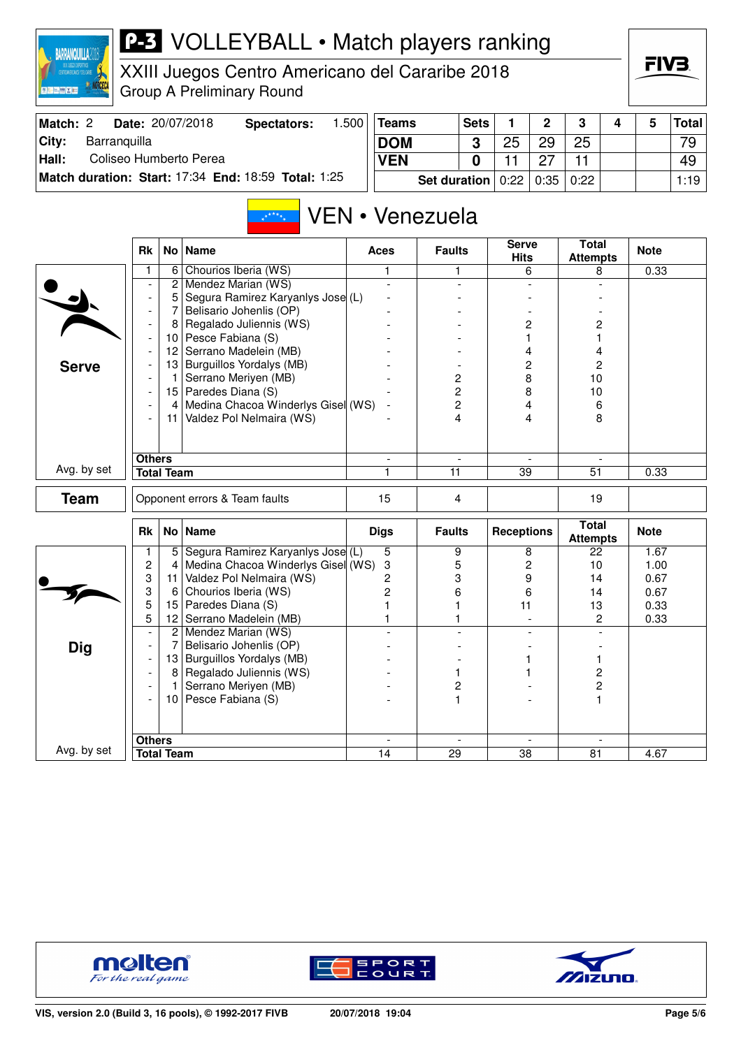# P-3 VOLLEYBALL • Match players ranking

XXIII Juegos Centro Americano del Cararibe 2018
Group A Preliminary Round

| Match: 2 | Date: 20/07/2018 | Spectators: | 1.500 |
|---|---|---|---|
| City: | Barranquilla | | |
| Hall: | Coliseo Humberto Perea | | |
| Match duration: Start: 17:34 | End: 18:59 | Total: 1:25 | |

| Teams | Sets | 1 | 2 | 3 | 4 | 5 | Total |
|---|---|---|---|---|---|---|---|
| DOM | 3 | 25 | 29 | 25 | | | 79 |
| VEN | 0 | 11 | 27 | 11 | | | 49 |
| Set duration | | 0:22 | 0:35 | 0:22 | | | 1:19 |

## VEN • Venezuela

### Serve

| Rk | No | Name | Aces | Faults | Serve Hits | Total Attempts | Note |
|---|---|---|---|---|---|---|---|
| 1 | 6 | Chourios Iberia (WS) | 1 | 1 | 6 | 8 | 0.33 |
| - | 2 | Mendez Marian (WS) | - | - | - | - | |
| - | 5 | Segura Ramirez Karyanlys Jose (L) | - | - | - | - | |
| - | 7 | Belisario Johenlis (OP) | - | - | - | - | |
| - | 8 | Regalado Juliennis (WS) | - | - | 2 | 2 | |
| - | 10 | Pesce Fabiana (S) | - | - | 1 | 1 | |
| - | 12 | Serrano Madelein (MB) | - | - | 4 | 4 | |
| - | 13 | Burguillos Yordalys (MB) | - | - | 2 | 2 | |
| - | 1 | Serrano Meriyen (MB) | - | 2 | 8 | 10 | |
| - | 15 | Paredes Diana (S) | - | 2 | 8 | 10 | |
| - | 4 | Medina Chacoa Winderlys Gisel (WS) | - | 2 | 4 | 6 | |
| - | 11 | Valdez Pol Nelmaira (WS) | - | 4 | 4 | 8 | |
| Others | | | - | - | - | - | |
| Total Team | | | 1 | 11 | 39 | 51 | 0.33 |

Avg. by set

### Team

| | | Faults | | Total Attempts | |
|---|---|---|---|---|---|
| Opponent errors & Team faults | 15 | 4 | | 19 | |

### Dig

| Rk | No | Name | Digs | Faults | Receptions | Total Attempts | Note |
|---|---|---|---|---|---|---|---|
| 1 | 5 | Segura Ramirez Karyanlys Jose (L) | 5 | 9 | 8 | 22 | 1.67 |
| 2 | 4 | Medina Chacoa Winderlys Gisel (WS) | 3 | 5 | 2 | 10 | 1.00 |
| 3 | 11 | Valdez Pol Nelmaira (WS) | 2 | 3 | 9 | 14 | 0.67 |
| 3 | 6 | Chourios Iberia (WS) | 2 | 6 | 6 | 14 | 0.67 |
| 5 | 15 | Paredes Diana (S) | 1 | 1 | 11 | 13 | 0.33 |
| 5 | 12 | Serrano Madelein (MB) | 1 | 1 | - | 2 | 0.33 |
| - | 2 | Mendez Marian (WS) | - | - | - | - | |
| - | 7 | Belisario Johenlis (OP) | - | - | - | - | |
| - | 13 | Burguillos Yordalys (MB) | - | - | 1 | 1 | |
| - | 8 | Regalado Juliennis (WS) | - | 1 | 1 | 2 | |
| - | 1 | Serrano Meriyen (MB) | - | 2 | - | 2 | |
| - | 10 | Pesce Fabiana (S) | - | 1 | - | 1 | |
| Others | | | - | - | - | - | |
| Total Team | | | 14 | 29 | 38 | 81 | 4.67 |

Avg. by set

VIS, version 2.0 (Build 3, 16 pools), © 1992-2017 FIVB 20/07/2018 19:04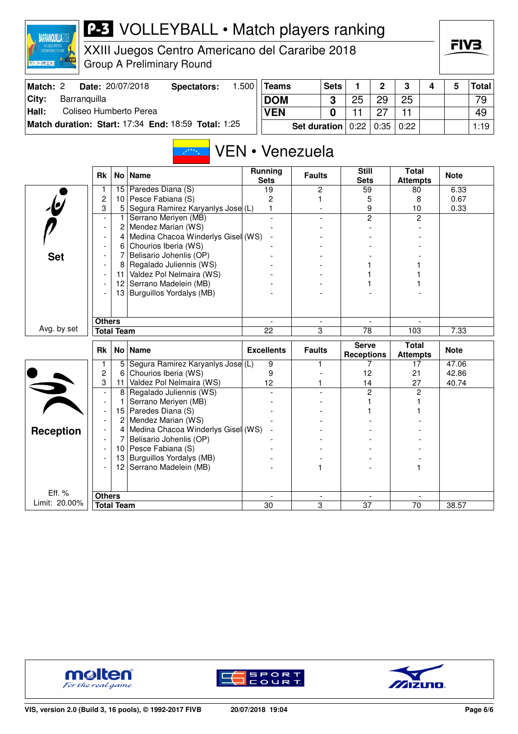# P-3 VOLLEYBALL • Match players ranking

XXIII Juegos Centro Americano del Cararibe 2018
Group A Preliminary Round

| | | | |
|---|---|---|---|
| **Match:** 2 | **Date:** 20/07/2018 | **Spectators:** | 1.500 |
| **City:** | Barranquilla | | |
| **Hall:** | Coliseo Humberto Perea | | |
| **Match duration: Start:** 17:34 | **End:** 18:59 | **Total:** 1:25 | |

| Teams | Sets | 1 | 2 | 3 | 4 | 5 | Total |
|---|---|---|---|---|---|---|---|
| DOM | 3 | 25 | 29 | 25 | | | 79 |
| VEN | 0 | 11 | 27 | 11 | | | 49 |
| | Set duration | 0:22 | 0:35 | 0:22 | | | 1:19 |

## VEN • Venezuela

### Set

| Rk | No | Name | Running Sets | Faults | Still Sets | Total Attempts | Note |
|---|---|---|---|---|---|---|---|
| 1 | 15 | Paredes Diana (S) | 19 | 2 | 59 | 80 | 6.33 |
| 2 | 10 | Pesce Fabiana (S) | 2 | 1 | 5 | 8 | 0.67 |
| 3 | 5 | Segura Ramirez Karyanlys Jose (L) | 1 | - | 9 | 10 | 0.33 |
| - | 1 | Serrano Meriyen (MB) | - | - | 2 | 2 | |
| - | 2 | Mendez Marian (WS) | - | - | - | - | |
| - | 4 | Medina Chacoa Winderlys Gisel (WS) | - | - | - | - | |
| - | 6 | Chourios Iberia (WS) | - | - | - | - | |
| - | 7 | Belisario Johenlis (OP) | - | - | - | - | |
| - | 8 | Regalado Juliennis (WS) | - | - | 1 | 1 | |
| - | 11 | Valdez Pol Nelmaira (WS) | - | - | 1 | 1 | |
| - | 12 | Serrano Madelein (MB) | - | - | 1 | 1 | |
| - | 13 | Burguillos Yordalys (MB) | - | - | - | - | |
| Others | | | - | - | - | - | |
| Total Team | | | 22 | 3 | 78 | 103 | 7.33 |

Avg. by set

### Reception

| Rk | No | Name | Excellents | Faults | Serve Receptions | Total Attempts | Note |
|---|---|---|---|---|---|---|---|
| 1 | 5 | Segura Ramirez Karyanlys Jose (L) | 9 | 1 | 7 | 17 | 47.06 |
| 2 | 6 | Chourios Iberia (WS) | 9 | - | 12 | 21 | 42.86 |
| 3 | 11 | Valdez Pol Nelmaira (WS) | 12 | 1 | 14 | 27 | 40.74 |
| - | 8 | Regalado Juliennis (WS) | - | - | 2 | 2 | |
| - | 1 | Serrano Meriyen (MB) | - | - | 1 | 1 | |
| - | 15 | Paredes Diana (S) | - | - | 1 | 1 | |
| - | 2 | Mendez Marian (WS) | - | - | - | - | |
| - | 4 | Medina Chacoa Winderlys Gisel (WS) | - | - | - | - | |
| - | 7 | Belisario Johenlis (OP) | - | - | - | - | |
| - | 10 | Pesce Fabiana (S) | - | - | - | - | |
| - | 13 | Burguillos Yordalys (MB) | - | - | - | - | |
| - | 12 | Serrano Madelein (MB) | - | 1 | - | 1 | |
| Others | | | - | - | - | - | |
| Total Team | | | 30 | 3 | 37 | 70 | 38.57 |

Eff. %
Limit: 20.00%

VIS, version 2.0 (Build 3, 16 pools), © 1992-2017 FIVB 20/07/2018 19:04